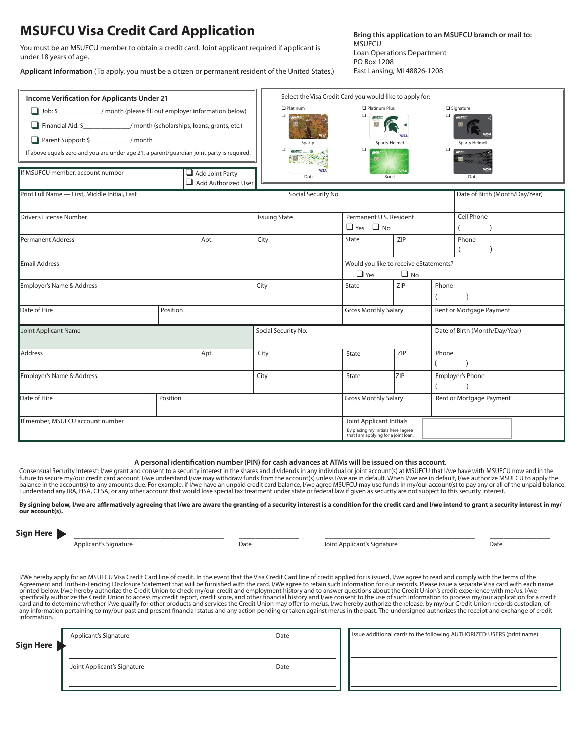# MSUFCU Visa Credit Card Application

You must be an MSUFCU member to obtain a credit card. Joint applicant required if applicant is under 18 years of age.

**Applicant Information** (To apply, you must be a citizen or permanent resident of the United States.)

**Bring this application to an MSUFCU branch or mail to:**
MSUFCU
Loan Operations Department
PO Box 1208
East Lansing, MI 48826-1208

**Income Verification for Applicants Under 21**

- ❑ Job: $____________/ month (please fill out employer information below)
- ❑ Financial Aid: $______________/ month (scholarships, loans, grants, etc.)
- ❑ Parent Support: $___________/ month

If above equals zero and you are under age 21, a parent/guardian joint party is required.

Select the Visa Credit Card you would like to apply for:

| ❑ Platinum | ❑ Platinum Plus | ❑ Signature |
|---|---|---|
| ❑ Sparty | ❑ Sparty Helmet | ❑ Sparty Helmet |
| ❑ Dots | ❑ Burst | ❑ Dots |

If MSUFCU member, account number ❑ Add Joint Party ❑ Add Authorized User

| Print Full Name — First, Middle Initial, Last | | Social Security No. | | Date of Birth (Month/Day/Year) |
|---|---|---|---|---|
| Driver's License Number | Issuing State | Permanent U.S. Resident ❑ Yes ❑ No | | Cell Phone ( ) |
| Permanent Address Apt. | City | State | ZIP | Phone ( ) |
| Email Address | | Would you like to receive eStatements? ❑ Yes ❑ No | | |
| Employer's Name & Address | City | State | ZIP | Phone ( ) |
| Date of Hire | Position | Gross Monthly Salary | | Rent or Mortgage Payment |
| Joint Applicant Name | Social Security No. | | | Date of Birth (Month/Day/Year) |
| Address Apt. | City | State | ZIP | Phone ( ) |
| Employer's Name & Address | City | State | ZIP | Employer's Phone ( ) |
| Date of Hire | Position | Gross Monthly Salary | | Rent or Mortgage Payment |
| If member, MSUFCU account number | | Joint Applicant Initials — By placing my initials here I agree that I am applying for a joint loan. | | |

**A personal identification number (PIN) for cash advances at ATMs will be issued on this account.**

Consensual Security Interest: I/we grant and consent to a security interest in the shares and dividends in any individual or joint account(s) at MSUFCU that I/we have with MSUFCU now and in the future to secure my/our credit card account. I/we understand I/we may withdraw funds from the account(s) unless I/we are in default. When I/we are in default, I/we authorize MSUFCU to apply the balance in the account(s) to any amounts due. For example, if I/we have an unpaid credit card balance, I/we agree MSUFCU may use funds in my/our account(s) to pay any or all of the unpaid balance. I understand any IRA, HSA, CESA, or any other account that would lose special tax treatment under state or federal law if given as security are not subject to this security interest.

**By signing below, I/we are affirmatively agreeing that I/we are aware the granting of a security interest is a condition for the credit card and I/we intend to grant a security interest in my/our account(s).**

**Sign Here** ▶

_______________________ Applicant's Signature _________ Date _______________________ Joint Applicant's Signature _________ Date

I/We hereby apply for an MSUFCU Visa Credit Card line of credit. In the event that the Visa Credit Card line of credit applied for is issued, I/we agree to read and comply with the terms of the Agreement and Truth-in-Lending Disclosure Statement that will be furnished with the card. I/We agree to retain such information for our records. Please issue a separate Visa card with each name printed below. I/we hereby authorize the Credit Union to check my/our credit and employment history and to answer questions about the Credit Union's credit experience with me/us. I/we specifically authorize the Credit Union to access my credit report, credit score, and other financial history and I/we consent to the use of such information to process my/our application for a credit card and to determine whether I/we qualify for other products and services the Credit Union may offer to me/us. I/we hereby authorize the release, by my/our Credit Union records custodian, of any information pertaining to my/our past and present financial status and any action pending or taken against me/us in the past. The undersigned authorizes the receipt and exchange of credit information.

**Sign Here** ▶

| Applicant's Signature | Date |
|---|---|
| Joint Applicant's Signature | Date |

Issue additional cards to the following AUTHORIZED USERS (print name):

_______________________

_______________________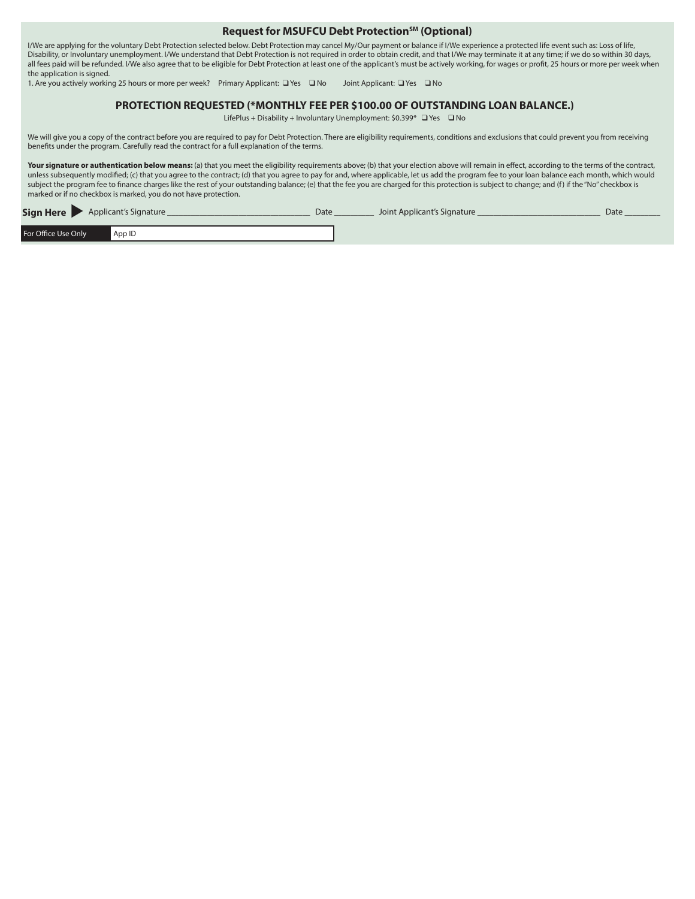## Request for MSUFCU Debt Protection[SM] (Optional)

I/We are applying for the voluntary Debt Protection selected below. Debt Protection may cancel My/Our payment or balance if I/We experience a protected life event such as: Loss of life, Disability, or Involuntary unemployment. I/We understand that Debt Protection is not required in order to obtain credit, and that I/We may terminate it at any time; if we do so within 30 days, all fees paid will be refunded. I/We also agree that to be eligible for Debt Protection at least one of the applicant's must be actively working, for wages or profit, 25 hours or more per week when the application is signed.

1. Are you actively working 25 hours or more per week? Primary Applicant: ❑ Yes ❑ No Joint Applicant: ❑ Yes ❑ No

### PROTECTION REQUESTED (*MONTHLY FEE PER $100.00 OF OUTSTANDING LOAN BALANCE.)

LifePlus + Disability + Involuntary Unemployment: $0.399* ❑ Yes ❑ No

We will give you a copy of the contract before you are required to pay for Debt Protection. There are eligibility requirements, conditions and exclusions that could prevent you from receiving benefits under the program. Carefully read the contract for a full explanation of the terms.

**Your signature or authentication below means:** (a) that you meet the eligibility requirements above; (b) that your election above will remain in effect, according to the terms of the contract, unless subsequently modified; (c) that you agree to the contract; (d) that you agree to pay for and, where applicable, let us add the program fee to your loan balance each month, which would subject the program fee to finance charges like the rest of your outstanding balance; (e) that the fee you are charged for this protection is subject to change; and (f) if the "No" checkbox is marked or if no checkbox is marked, you do not have protection.

**Sign Here ▶** Applicant's Signature ________________________________ Date _________ Joint Applicant's Signature ____________________________ Date ________

| For Office Use Only | App ID |
| --- | --- |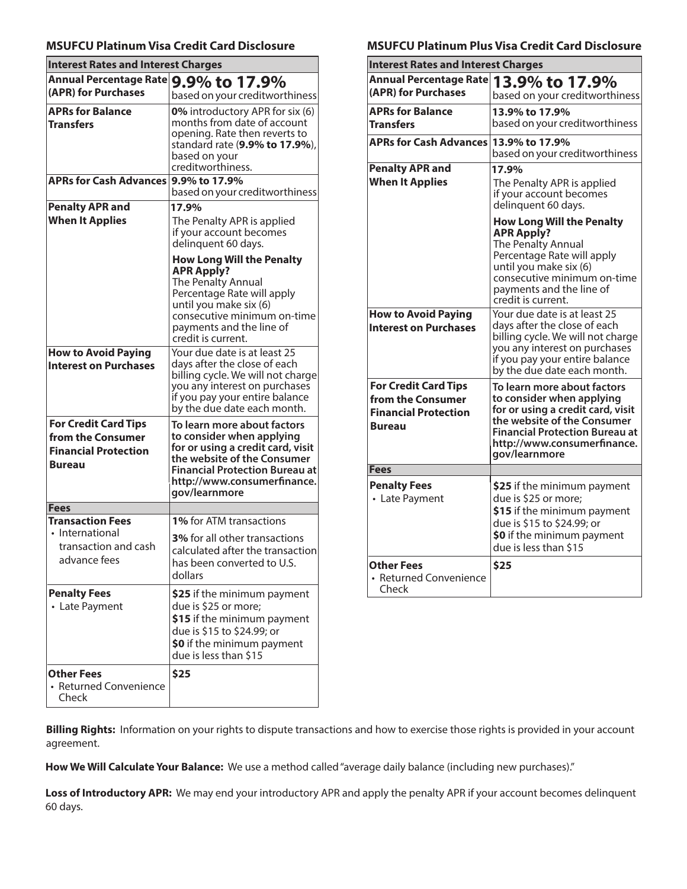## MSUFCU Platinum Visa Credit Card Disclosure

| Interest Rates and Interest Charges | |
|---|---|
| **Annual Percentage Rate (APR) for Purchases** | **9.9% to 17.9%** based on your creditworthiness |
| **APRs for Balance Transfers** | **0%** introductory APR for six (6) months from date of account opening. Rate then reverts to standard rate (**9.9% to 17.9%**), based on your creditworthiness. |
| **APRs for Cash Advances** | **9.9% to 17.9%** based on your creditworthiness |
| **Penalty APR and When It Applies** | **17.9%** The Penalty APR is applied if your account becomes delinquent 60 days. **How Long Will the Penalty APR Apply?** The Penalty Annual Percentage Rate will apply until you make six (6) consecutive minimum on-time payments and the line of credit is current. |
| **How to Avoid Paying Interest on Purchases** | Your due date is at least 25 days after the close of each billing cycle. We will not charge you any interest on purchases if you pay your entire balance by the due date each month. |
| **For Credit Card Tips from the Consumer Financial Protection Bureau** | **To learn more about factors to consider when applying for or using a credit card, visit the website of the Consumer Financial Protection Bureau at http://www.consumerfinance.gov/learnmore** |
| **Fees** | |
| **Transaction Fees** • International transaction and cash advance fees | **1%** for ATM transactions **3%** for all other transactions calculated after the transaction has been converted to U.S. dollars |
| **Penalty Fees** • Late Payment | **$25** if the minimum payment due is $25 or more; **$15** if the minimum payment due is $15 to $24.99; or **$0** if the minimum payment due is less than $15 |
| **Other Fees** • Returned Convenience Check | **$25** |

## MSUFCU Platinum Plus Visa Credit Card Disclosure

| Interest Rates and Interest Charges | |
|---|---|
| **Annual Percentage Rate (APR) for Purchases** | **13.9% to 17.9%** based on your creditworthiness |
| **APRs for Balance Transfers** | **13.9% to 17.9%** based on your creditworthiness |
| **APRs for Cash Advances** | **13.9% to 17.9%** based on your creditworthiness |
| **Penalty APR and When It Applies** | **17.9%** The Penalty APR is applied if your account becomes delinquent 60 days. **How Long Will the Penalty APR Apply?** The Penalty Annual Percentage Rate will apply until you make six (6) consecutive minimum on-time payments and the line of credit is current. |
| **How to Avoid Paying Interest on Purchases** | Your due date is at least 25 days after the close of each billing cycle. We will not charge you any interest on purchases if you pay your entire balance by the due date each month. |
| **For Credit Card Tips from the Consumer Financial Protection Bureau** | **To learn more about factors to consider when applying for or using a credit card, visit the website of the Consumer Financial Protection Bureau at http://www.consumerfinance.gov/learnmore** |
| **Fees** | |
| **Penalty Fees** • Late Payment | **$25** if the minimum payment due is $25 or more; **$15** if the minimum payment due is $15 to $24.99; or **$0** if the minimum payment due is less than $15 |
| **Other Fees** • Returned Convenience Check | **$25** |

**Billing Rights:** Information on your rights to dispute transactions and how to exercise those rights is provided in your account agreement.

**How We Will Calculate Your Balance:** We use a method called "average daily balance (including new purchases)."

**Loss of Introductory APR:** We may end your introductory APR and apply the penalty APR if your account becomes delinquent 60 days.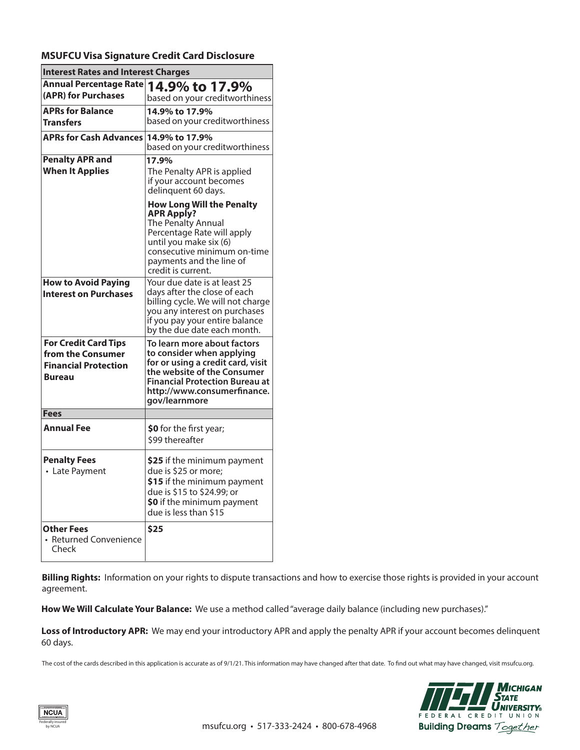## MSUFCU Visa Signature Credit Card Disclosure

| Interest Rates and Interest Charges | |
|---|---|
| **Annual Percentage Rate (APR) for Purchases** | **14.9% to 17.9%** based on your creditworthiness |
| **APRs for Balance Transfers** | **14.9% to 17.9%** based on your creditworthiness |
| **APRs for Cash Advances** | **14.9% to 17.9%** based on your creditworthiness |
| **Penalty APR and When It Applies** | **17.9%** The Penalty APR is applied if your account becomes delinquent 60 days. **How Long Will the Penalty APR Apply?** The Penalty Annual Percentage Rate will apply until you make six (6) consecutive minimum on-time payments and the line of credit is current. |
| **How to Avoid Paying Interest on Purchases** | Your due date is at least 25 days after the close of each billing cycle. We will not charge you any interest on purchases if you pay your entire balance by the due date each month. |
| **For Credit Card Tips from the Consumer Financial Protection Bureau** | **To learn more about factors to consider when applying for or using a credit card, visit the website of the Consumer Financial Protection Bureau at http://www.consumerfinance.gov/learnmore** |
| **Fees** | |
| **Annual Fee** | **$0** for the first year; $99 thereafter |
| **Penalty Fees** • Late Payment | **$25** if the minimum payment due is $25 or more; **$15** if the minimum payment due is $15 to $24.99; or **$0** if the minimum payment due is less than $15 |
| **Other Fees** • Returned Convenience Check | **$25** |

**Billing Rights:** Information on your rights to dispute transactions and how to exercise those rights is provided in your account agreement.

**How We Will Calculate Your Balance:** We use a method called "average daily balance (including new purchases)."

**Loss of Introductory APR:** We may end your introductory APR and apply the penalty APR if your account becomes delinquent 60 days.

The cost of the cards described in this application is accurate as of 9/1/21. This information may have changed after that date. To find out what may have changed, visit msufcu.org.

NCUA Federally insured by NCUA

msufcu.org • 517-333-2424 • 800-678-4968

Michigan State University Federal Credit Union

Building Dreams Together